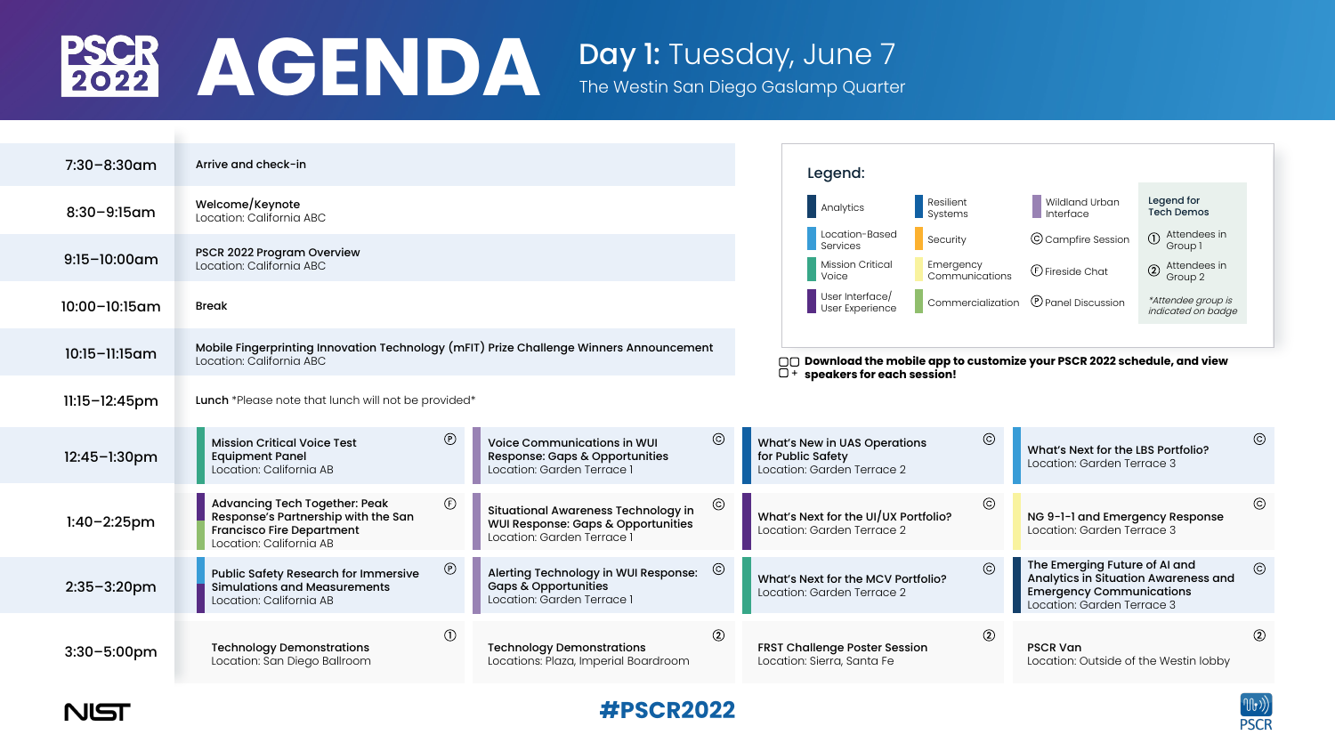# PSCR 2022 AGENDA

## Day 1: Tuesday, June 7

The Westin San Diego Gaslamp Quarter

| Time | Session |
|---|---|
| 7:30–8:30am | Arrive and check-in |
| 8:30–9:15am | Welcome/Keynote<br>Location: California ABC |
| 9:15–10:00am | PSCR 2022 Program Overview<br>Location: California ABC |
| 10:00–10:15am | Break |
| 10:15–11:15am | Mobile Fingerprinting Innovation Technology (mFIT) Prize Challenge Winners Announcement<br>Location: California ABC |
| 11:15–12:45pm | Lunch *Please note that lunch will not be provided* |

| Time | Track 1 | Track 2 | Track 3 | Track 4 |
|---|---|---|---|---|
| 12:45–1:30pm | Mission Critical Voice Test Equipment Panel (P)<br>Location: California AB | Voice Communications in WUI Response: Gaps & Opportunities (C)<br>Location: Garden Terrace 1 | What's New in UAS Operations for Public Safety (C)<br>Location: Garden Terrace 2 | What's Next for the LBS Portfolio? (C)<br>Location: Garden Terrace 3 |
| 1:40–2:25pm | Advancing Tech Together: Peak Response's Partnership with the San Francisco Fire Department (F)<br>Location: California AB | Situational Awareness Technology in WUI Response: Gaps & Opportunities (C)<br>Location: Garden Terrace 1 | What's Next for the UI/UX Portfolio? (C)<br>Location: Garden Terrace 2 | NG 9-1-1 and Emergency Response (C)<br>Location: Garden Terrace 3 |
| 2:35–3:20pm | Public Safety Research for Immersive Simulations and Measurements (P)<br>Location: California AB | Alerting Technology in WUI Response: Gaps & Opportunities (C)<br>Location: Garden Terrace 1 | What's Next for the MCV Portfolio? (C)<br>Location: Garden Terrace 2 | The Emerging Future of AI and Analytics in Situation Awareness and Emergency Communications (C)<br>Location: Garden Terrace 3 |
| 3:30–5:00pm | Technology Demonstrations (1)<br>Location: San Diego Ballroom | Technology Demonstrations (2)<br>Locations: Plaza, Imperial Boardroom | FRST Challenge Poster Session (2)<br>Location: Sierra, Santa Fe | PSCR Van (2)<br>Location: Outside of the Westin lobby |

**Legend:**

- Analytics
- Location-Based Services
- Mission Critical Voice
- User Interface/User Experience
- Resilient Systems
- Security
- Emergency Communications
- Commercialization
- Wildland Urban Interface
- (C) Campfire Session
- (F) Fireside Chat
- (P) Panel Discussion

Legend for Tech Demos

- (1) Attendees in Group 1
- (2) Attendees in Group 2

*Attendee group is indicated on badge

**Download the mobile app to customize your PSCR 2022 schedule, and view speakers for each session!**

#PSCR2022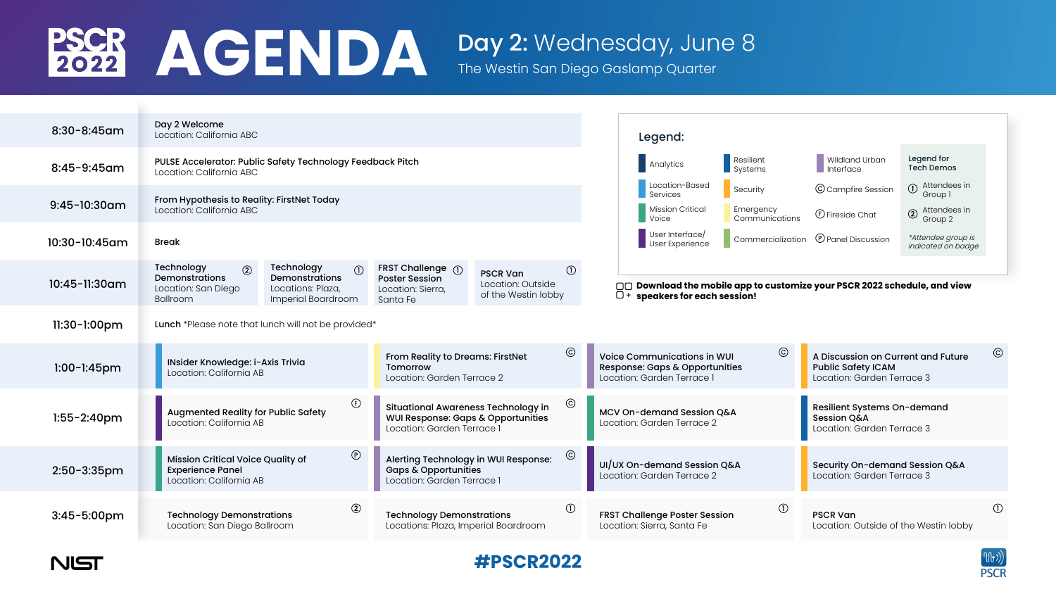# PSCR 2022 AGENDA

## Day 2: Wednesday, June 8

The Westin San Diego Gaslamp Quarter

| Time | Session | | | |
|---|---|---|---|---|
| 8:30-8:45am | **Day 2 Welcome** Location: California ABC | | | |
| 8:45-9:45am | **PULSE Accelerator: Public Safety Technology Feedback Pitch** Location: California ABC | | | |
| 9:45-10:30am | **From Hypothesis to Reality: FirstNet Today** Location: California ABC | | | |
| 10:30-10:45am | **Break** | | | |
| 10:45-11:30am | **Technology Demonstrations** ② Location: San Diego Ballroom | **Technology Demonstrations** ① Locations: Plaza, Imperial Boardroom | **FRST Challenge Poster Session** ① Location: Sierra, Santa Fe | **PSCR Van** ① Location: Outside of the Westin lobby |
| 11:30-1:00pm | **Lunch** *Please note that lunch will not be provided* | | | |
| 1:00-1:45pm | **INsider Knowledge: i-Axis Trivia** Location: California AB | **From Reality to Dreams: FirstNet Tomorrow** Ⓒ Location: Garden Terrace 2 | **Voice Communications in WUI Response: Gaps & Opportunities** Ⓒ Location: Garden Terrace 1 | **A Discussion on Current and Future Public Safety ICAM** Ⓒ Location: Garden Terrace 3 |
| 1:55-2:40pm | **Augmented Reality for Public Safety** Ⓕ Location: California AB | **Situational Awareness Technology in WUI Response: Gaps & Opportunities** Ⓒ Location: Garden Terrace 1 | **MCV On-demand Session Q&A** Location: Garden Terrace 2 | **Resilient Systems On-demand Session Q&A** Location: Garden Terrace 3 |
| 2:50-3:35pm | **Mission Critical Voice Quality of Experience Panel** Ⓟ Location: California AB | **Alerting Technology in WUI Response: Gaps & Opportunities** Ⓒ Location: Garden Terrace 1 | **UI/UX On-demand Session Q&A** Location: Garden Terrace 2 | **Security On-demand Session Q&A** Location: Garden Terrace 3 |
| 3:45-5:00pm | **Technology Demonstrations** ② Location: San Diego Ballroom | **Technology Demonstrations** ① Locations: Plaza, Imperial Boardroom | **FRST Challenge Poster Session** ① Location: Sierra, Santa Fe | **PSCR Van** ① Location: Outside of the Westin lobby |

### Legend:

- Analytics
- Location-Based Services
- Mission Critical Voice
- User Interface/ User Experience
- Resilient Systems
- Security
- Emergency Communications
- Commercialization
- Wildland Urban Interface
- Ⓒ Campfire Session
- Ⓕ Fireside Chat
- Ⓟ Panel Discussion

**Legend for Tech Demos**

- ① Attendees in Group 1
- ② Attendees in Group 2

*Attendee group is indicated on badge*

**Download the mobile app to customize your PSCR 2022 schedule, and view speakers for each session!**

NIST

**#PSCR2022**

PSCR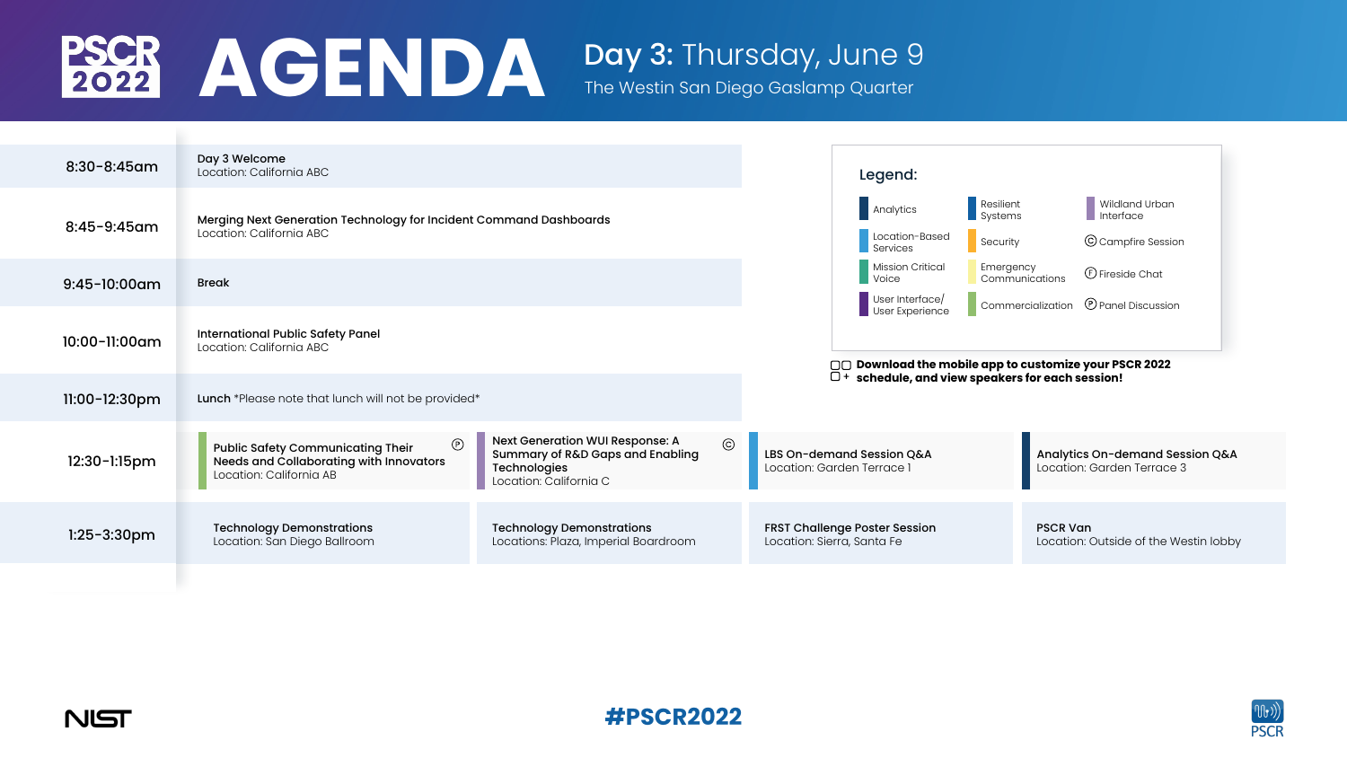# PSCR 2022 AGENDA

## Day 3: Thursday, June 9

The Westin San Diego Gaslamp Quarter

| Time | | | | |
|---|---|---|---|---|
| 8:30-8:45am | **Day 3 Welcome**<br>Location: California ABC | | | |
| 8:45-9:45am | **Merging Next Generation Technology for Incident Command Dashboards**<br>Location: California ABC | | | |
| 9:45-10:00am | **Break** | | | |
| 10:00-11:00am | **International Public Safety Panel**<br>Location: California ABC | | | |
| 11:00-12:30pm | **Lunch** *Please note that lunch will not be provided* | | | |
| 12:30-1:15pm | **Public Safety Communicating Their Needs and Collaborating with Innovators** Ⓟ<br>Location: California AB | **Next Generation WUI Response: A Summary of R&D Gaps and Enabling Technologies** Ⓒ<br>Location: California C | **LBS On-demand Session Q&A**<br>Location: Garden Terrace 1 | **Analytics On-demand Session Q&A**<br>Location: Garden Terrace 3 |
| 1:25-3:30pm | **Technology Demonstrations**<br>Location: San Diego Ballroom | **Technology Demonstrations**<br>Locations: Plaza, Imperial Boardroom | **FRST Challenge Poster Session**<br>Location: Sierra, Santa Fe | **PSCR Van**<br>Location: Outside of the Westin lobby |

**Legend:**

- Analytics
- Resilient Systems
- Wildland Urban Interface
- Location-Based Services
- Security
- Ⓒ Campfire Session
- Mission Critical Voice
- Emergency Communications
- Ⓕ Fireside Chat
- User Interface/User Experience
- Commercialization
- Ⓟ Panel Discussion

**Download the mobile app to customize your PSCR 2022 schedule, and view speakers for each session!**

NIST

**#PSCR2022**

PSCR